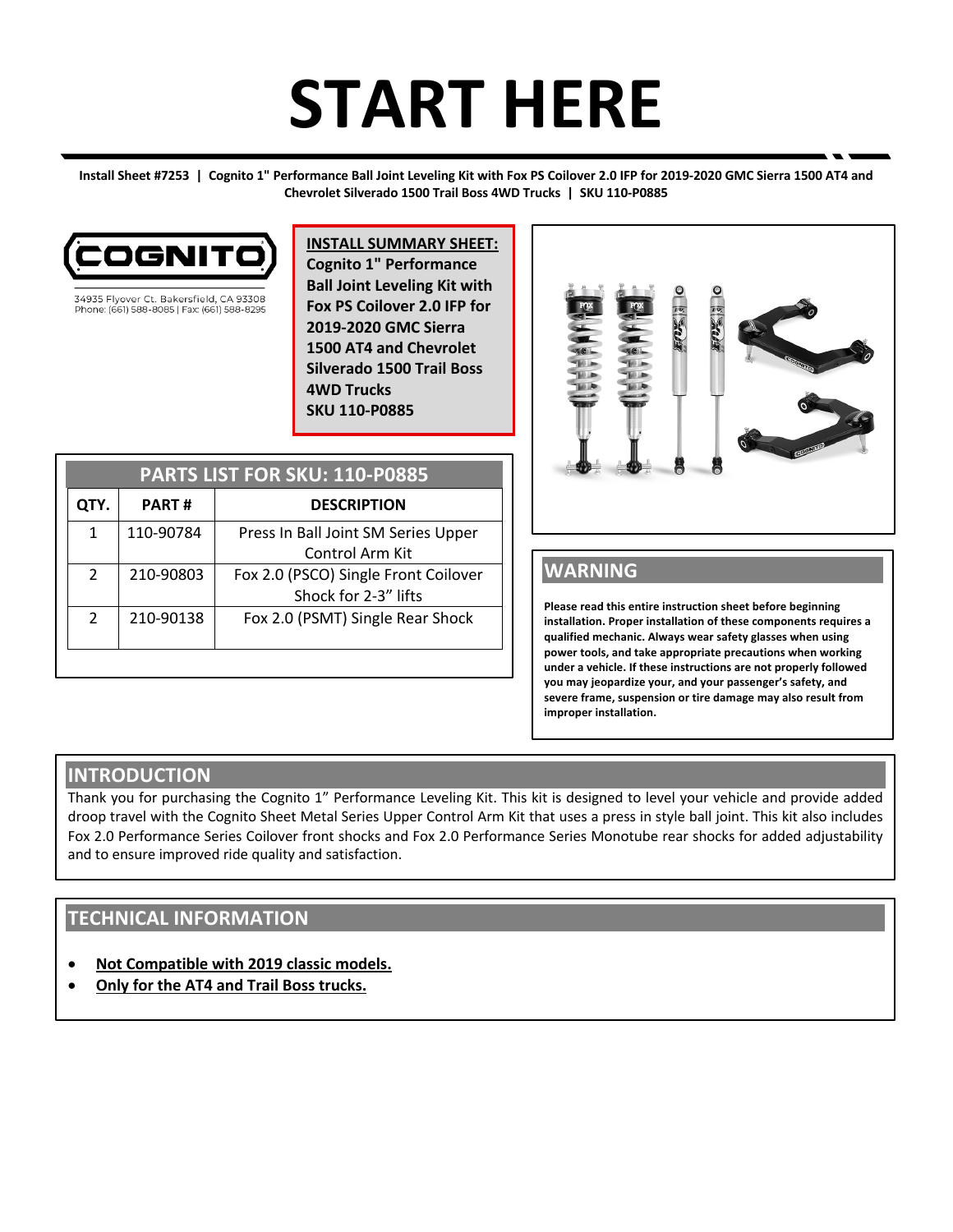# START HERE

**Install Sheet #7253 | Cognito 1" Performance Ball Joint Leveling Kit with Fox PS Coilover 2.0 IFP for 2019-2020 GMC Sierra 1500 AT4 and Chevrolet Silverado 1500 Trail Boss 4WD Trucks | SKU 110-P0885**

34935 Flyover Ct. Bakersfield, CA 93308
Phone: (661) 588-8085 | Fax: (661) 588-8295

**INSTALL SUMMARY SHEET:**
**Cognito 1" Performance Ball Joint Leveling Kit with Fox PS Coilover 2.0 IFP for 2019-2020 GMC Sierra 1500 AT4 and Chevrolet Silverado 1500 Trail Boss 4WD Trucks**
**SKU 110-P0885**

## PARTS LIST FOR SKU: 110-P0885

| QTY. | PART # | DESCRIPTION |
|---|---|---|
| 1 | 110-90784 | Press In Ball Joint SM Series Upper Control Arm Kit |
| 2 | 210-90803 | Fox 2.0 (PSCO) Single Front Coilover Shock for 2-3" lifts |
| 2 | 210-90138 | Fox 2.0 (PSMT) Single Rear Shock |

## WARNING

**Please read this entire instruction sheet before beginning installation. Proper installation of these components requires a qualified mechanic. Always wear safety glasses when using power tools, and take appropriate precautions when working under a vehicle. If these instructions are not properly followed you may jeopardize your, and your passenger's safety, and severe frame, suspension or tire damage may also result from improper installation.**

## INTRODUCTION

Thank you for purchasing the Cognito 1" Performance Leveling Kit. This kit is designed to level your vehicle and provide added droop travel with the Cognito Sheet Metal Series Upper Control Arm Kit that uses a press in style ball joint. This kit also includes Fox 2.0 Performance Series Coilover front shocks and Fox 2.0 Performance Series Monotube rear shocks for added adjustability and to ensure improved ride quality and satisfaction.

## TECHNICAL INFORMATION

- **Not Compatible with 2019 classic models.**
- **Only for the AT4 and Trail Boss trucks.**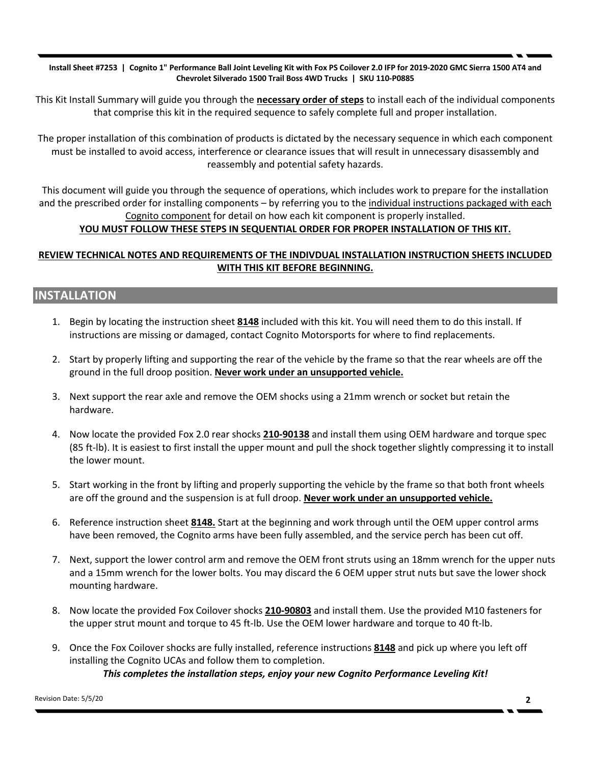**Install Sheet #7253 | Cognito 1" Performance Ball Joint Leveling Kit with Fox PS Coilover 2.0 IFP for 2019-2020 GMC Sierra 1500 AT4 and Chevrolet Silverado 1500 Trail Boss 4WD Trucks | SKU 110-P0885**

This Kit Install Summary will guide you through the **necessary order of steps** to install each of the individual components that comprise this kit in the required sequence to safely complete full and proper installation.

The proper installation of this combination of products is dictated by the necessary sequence in which each component must be installed to avoid access, interference or clearance issues that will result in unnecessary disassembly and reassembly and potential safety hazards.

This document will guide you through the sequence of operations, which includes work to prepare for the installation and the prescribed order for installing components – by referring you to the individual instructions packaged with each Cognito component for detail on how each kit component is properly installed.

**YOU MUST FOLLOW THESE STEPS IN SEQUENTIAL ORDER FOR PROPER INSTALLATION OF THIS KIT.**

**REVIEW TECHNICAL NOTES AND REQUIREMENTS OF THE INDIVDUAL INSTALLATION INSTRUCTION SHEETS INCLUDED WITH THIS KIT BEFORE BEGINNING.**

## INSTALLATION

1. Begin by locating the instruction sheet **8148** included with this kit. You will need them to do this install. If instructions are missing or damaged, contact Cognito Motorsports for where to find replacements.
2. Start by properly lifting and supporting the rear of the vehicle by the frame so that the rear wheels are off the ground in the full droop position. **Never work under an unsupported vehicle.**
3. Next support the rear axle and remove the OEM shocks using a 21mm wrench or socket but retain the hardware.
4. Now locate the provided Fox 2.0 rear shocks **210-90138** and install them using OEM hardware and torque spec (85 ft-lb). It is easiest to first install the upper mount and pull the shock together slightly compressing it to install the lower mount.
5. Start working in the front by lifting and properly supporting the vehicle by the frame so that both front wheels are off the ground and the suspension is at full droop. **Never work under an unsupported vehicle.**
6. Reference instruction sheet **8148.** Start at the beginning and work through until the OEM upper control arms have been removed, the Cognito arms have been fully assembled, and the service perch has been cut off.
7. Next, support the lower control arm and remove the OEM front struts using an 18mm wrench for the upper nuts and a 15mm wrench for the lower bolts. You may discard the 6 OEM upper strut nuts but save the lower shock mounting hardware.
8. Now locate the provided Fox Coilover shocks **210-90803** and install them. Use the provided M10 fasteners for the upper strut mount and torque to 45 ft-lb. Use the OEM lower hardware and torque to 40 ft-lb.
9. Once the Fox Coilover shocks are fully installed, reference instructions **8148** and pick up where you left off installing the Cognito UCAs and follow them to completion.

***This completes the installation steps, enjoy your new Cognito Performance Leveling Kit!***

Revision Date: 5/5/20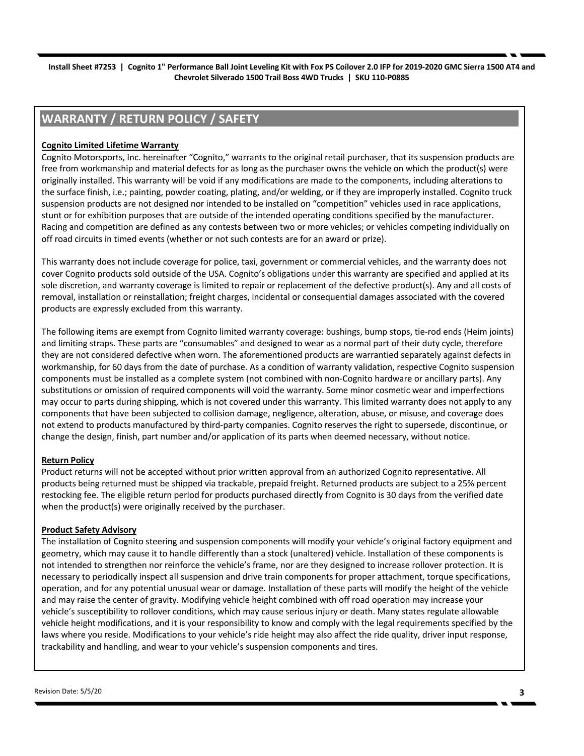## WARRANTY / RETURN POLICY / SAFETY

**Cognito Limited Lifetime Warranty**

Cognito Motorsports, Inc. hereinafter "Cognito," warrants to the original retail purchaser, that its suspension products are free from workmanship and material defects for as long as the purchaser owns the vehicle on which the product(s) were originally installed. This warranty will be void if any modifications are made to the components, including alterations to the surface finish, i.e.; painting, powder coating, plating, and/or welding, or if they are improperly installed. Cognito truck suspension products are not designed nor intended to be installed on "competition" vehicles used in race applications, stunt or for exhibition purposes that are outside of the intended operating conditions specified by the manufacturer. Racing and competition are defined as any contests between two or more vehicles; or vehicles competing individually on off road circuits in timed events (whether or not such contests are for an award or prize).

This warranty does not include coverage for police, taxi, government or commercial vehicles, and the warranty does not cover Cognito products sold outside of the USA. Cognito's obligations under this warranty are specified and applied at its sole discretion, and warranty coverage is limited to repair or replacement of the defective product(s). Any and all costs of removal, installation or reinstallation; freight charges, incidental or consequential damages associated with the covered products are expressly excluded from this warranty.

The following items are exempt from Cognito limited warranty coverage: bushings, bump stops, tie-rod ends (Heim joints) and limiting straps. These parts are "consumables" and designed to wear as a normal part of their duty cycle, therefore they are not considered defective when worn. The aforementioned products are warrantied separately against defects in workmanship, for 60 days from the date of purchase. As a condition of warranty validation, respective Cognito suspension components must be installed as a complete system (not combined with non-Cognito hardware or ancillary parts). Any substitutions or omission of required components will void the warranty. Some minor cosmetic wear and imperfections may occur to parts during shipping, which is not covered under this warranty. This limited warranty does not apply to any components that have been subjected to collision damage, negligence, alteration, abuse, or misuse, and coverage does not extend to products manufactured by third-party companies. Cognito reserves the right to supersede, discontinue, or change the design, finish, part number and/or application of its parts when deemed necessary, without notice.

**Return Policy**

Product returns will not be accepted without prior written approval from an authorized Cognito representative. All products being returned must be shipped via trackable, prepaid freight. Returned products are subject to a 25% percent restocking fee. The eligible return period for products purchased directly from Cognito is 30 days from the verified date when the product(s) were originally received by the purchaser.

**Product Safety Advisory**

The installation of Cognito steering and suspension components will modify your vehicle's original factory equipment and geometry, which may cause it to handle differently than a stock (unaltered) vehicle. Installation of these components is not intended to strengthen nor reinforce the vehicle's frame, nor are they designed to increase rollover protection. It is necessary to periodically inspect all suspension and drive train components for proper attachment, torque specifications, operation, and for any potential unusual wear or damage. Installation of these parts will modify the height of the vehicle and may raise the center of gravity. Modifying vehicle height combined with off road operation may increase your vehicle's susceptibility to rollover conditions, which may cause serious injury or death. Many states regulate allowable vehicle height modifications, and it is your responsibility to know and comply with the legal requirements specified by the laws where you reside. Modifications to your vehicle's ride height may also affect the ride quality, driver input response, trackability and handling, and wear to your vehicle's suspension components and tires.